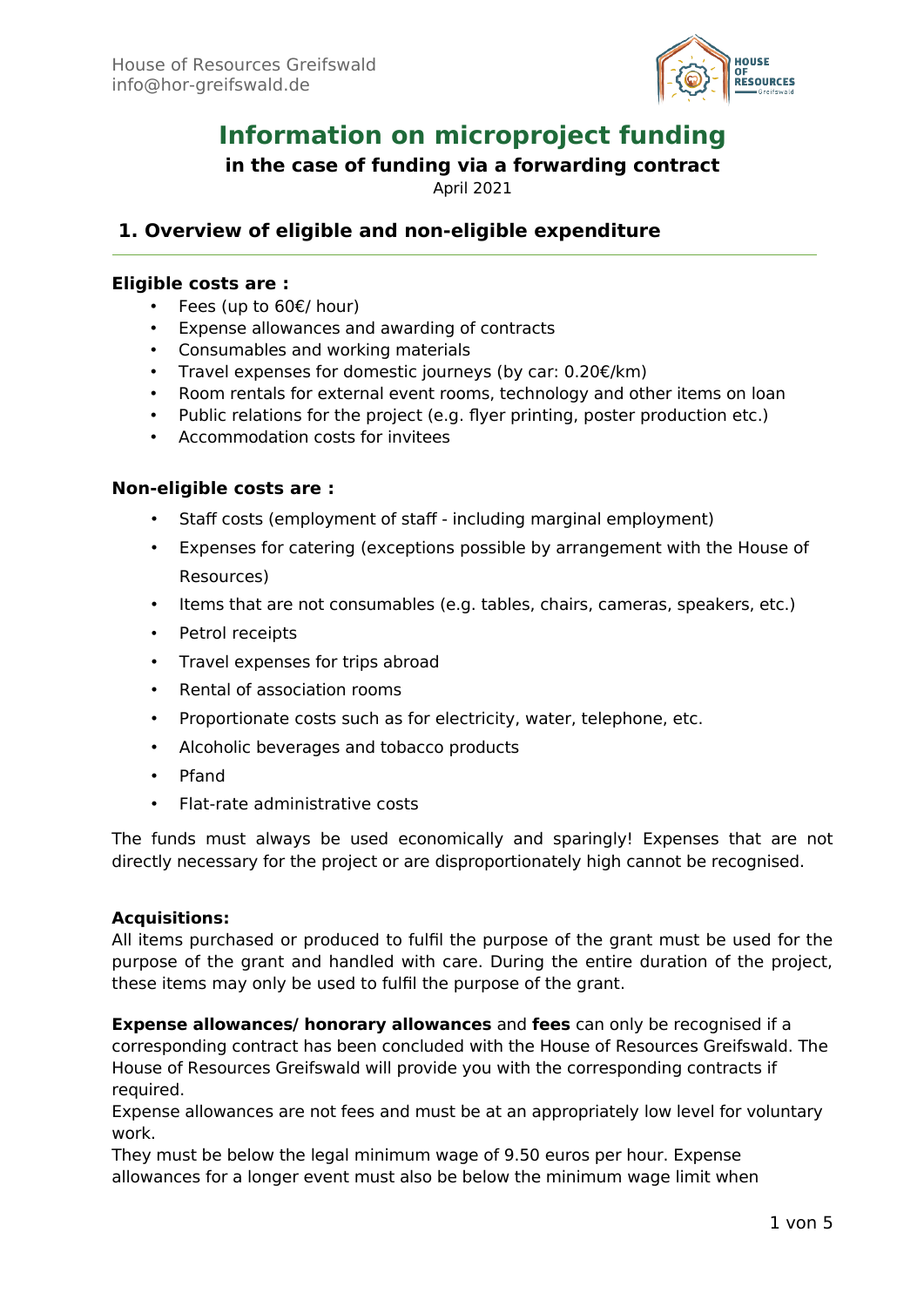House of Resources Greifswald
info@hor-greifswald.de

# Information on microproject funding

**in the case of funding via a forwarding contract**

April 2021

## 1. Overview of eligible and non-eligible expenditure

**Eligible costs are :**

- Fees (up to 60€/ hour)
- Expense allowances and awarding of contracts
- Consumables and working materials
- Travel expenses for domestic journeys (by car: 0.20€/km)
- Room rentals for external event rooms, technology and other items on loan
- Public relations for the project (e.g. flyer printing, poster production etc.)
- Accommodation costs for invitees

**Non-eligible costs are :**

- Staff costs (employment of staff - including marginal employment)
- Expenses for catering (exceptions possible by arrangement with the House of Resources)
- Items that are not consumables (e.g. tables, chairs, cameras, speakers, etc.)
- Petrol receipts
- Travel expenses for trips abroad
- Rental of association rooms
- Proportionate costs such as for electricity, water, telephone, etc.
- Alcoholic beverages and tobacco products
- Pfand
- Flat-rate administrative costs

The funds must always be used economically and sparingly! Expenses that are not directly necessary for the project or are disproportionately high cannot be recognised.

**Acquisitions:**
All items purchased or produced to fulfil the purpose of the grant must be used for the purpose of the grant and handled with care. During the entire duration of the project, these items may only be used to fulfil the purpose of the grant.

**Expense allowances/ honorary allowances** and **fees** can only be recognised if a corresponding contract has been concluded with the House of Resources Greifswald. The House of Resources Greifswald will provide you with the corresponding contracts if required.
Expense allowances are not fees and must be at an appropriately low level for voluntary work.
They must be below the legal minimum wage of 9.50 euros per hour. Expense allowances for a longer event must also be below the minimum wage limit when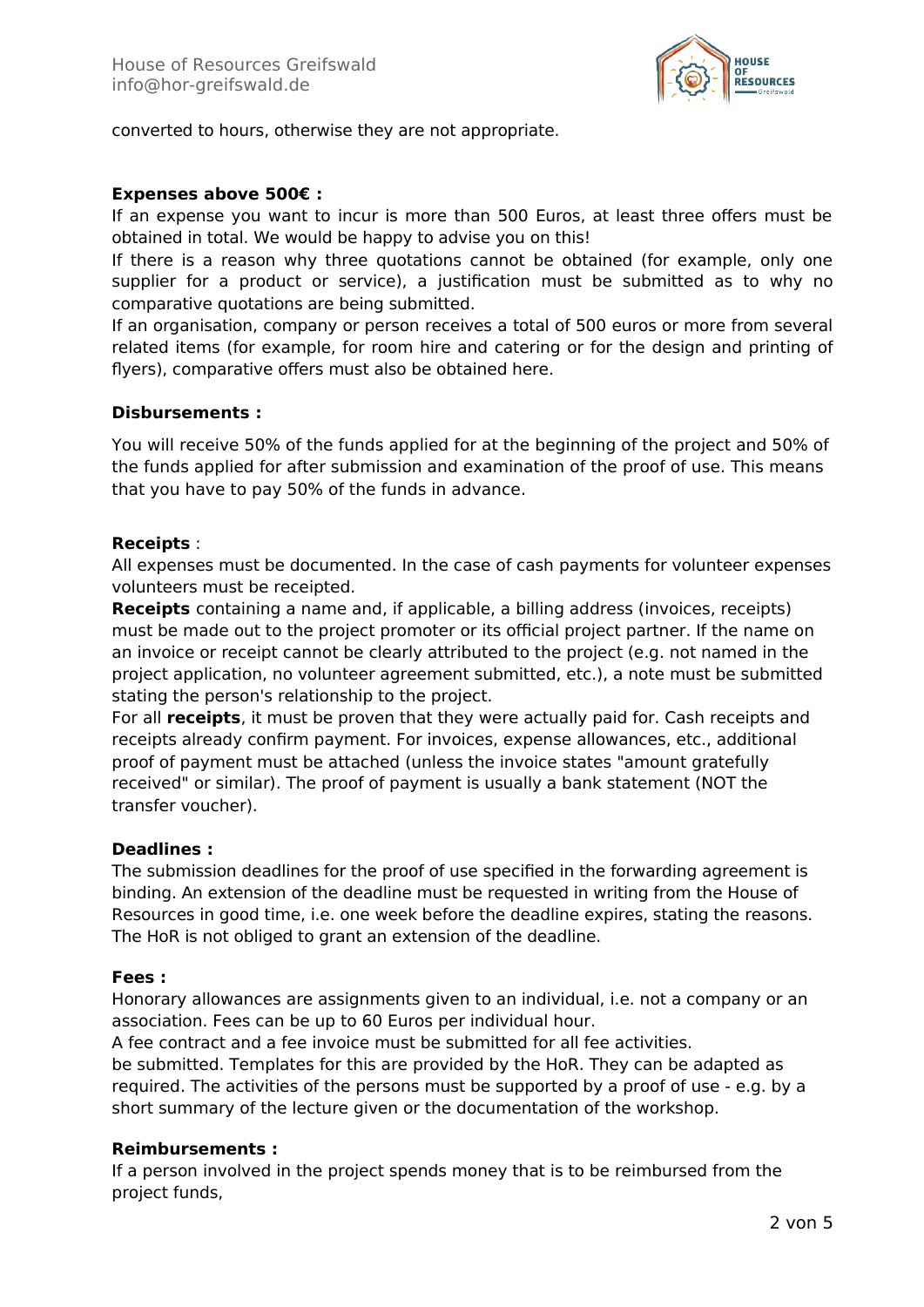converted to hours, otherwise they are not appropriate.

**Expenses above 500€ :**
If an expense you want to incur is more than 500 Euros, at least three offers must be obtained in total. We would be happy to advise you on this!
If there is a reason why three quotations cannot be obtained (for example, only one supplier for a product or service), a justification must be submitted as to why no comparative quotations are being submitted.
If an organisation, company or person receives a total of 500 euros or more from several related items (for example, for room hire and catering or for the design and printing of flyers), comparative offers must also be obtained here.

**Disbursements :**

You will receive 50% of the funds applied for at the beginning of the project and 50% of the funds applied for after submission and examination of the proof of use. This means that you have to pay 50% of the funds in advance.

**Receipts** :
All expenses must be documented. In the case of cash payments for volunteer expenses volunteers must be receipted.
**Receipts** containing a name and, if applicable, a billing address (invoices, receipts) must be made out to the project promoter or its official project partner. If the name on an invoice or receipt cannot be clearly attributed to the project (e.g. not named in the project application, no volunteer agreement submitted, etc.), a note must be submitted stating the person's relationship to the project.
For all **receipts**, it must be proven that they were actually paid for. Cash receipts and receipts already confirm payment. For invoices, expense allowances, etc., additional proof of payment must be attached (unless the invoice states "amount gratefully received" or similar). The proof of payment is usually a bank statement (NOT the transfer voucher).

**Deadlines :**
The submission deadlines for the proof of use specified in the forwarding agreement is binding. An extension of the deadline must be requested in writing from the House of Resources in good time, i.e. one week before the deadline expires, stating the reasons. The HoR is not obliged to grant an extension of the deadline.

**Fees :**
Honorary allowances are assignments given to an individual, i.e. not a company or an association. Fees can be up to 60 Euros per individual hour.
A fee contract and a fee invoice must be submitted for all fee activities.
be submitted. Templates for this are provided by the HoR. They can be adapted as required. The activities of the persons must be supported by a proof of use - e.g. by a short summary of the lecture given or the documentation of the workshop.

**Reimbursements :**
If a person involved in the project spends money that is to be reimbursed from the project funds,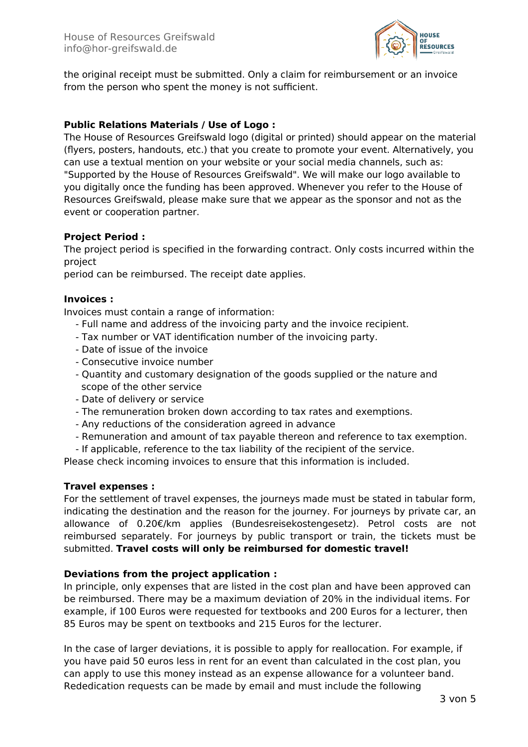the original receipt must be submitted. Only a claim for reimbursement or an invoice from the person who spent the money is not sufficient.

**Public Relations Materials / Use of Logo :**

The House of Resources Greifswald logo (digital or printed) should appear on the material (flyers, posters, handouts, etc.) that you create to promote your event. Alternatively, you can use a textual mention on your website or your social media channels, such as: "Supported by the House of Resources Greifswald". We will make our logo available to you digitally once the funding has been approved. Whenever you refer to the House of Resources Greifswald, please make sure that we appear as the sponsor and not as the event or cooperation partner.

**Project Period :**

The project period is specified in the forwarding contract. Only costs incurred within the project
period can be reimbursed. The receipt date applies.

**Invoices :**

Invoices must contain a range of information:

- Full name and address of the invoicing party and the invoice recipient.
- Tax number or VAT identification number of the invoicing party.
- Date of issue of the invoice
- Consecutive invoice number
- Quantity and customary designation of the goods supplied or the nature and scope of the other service
- Date of delivery or service
- The remuneration broken down according to tax rates and exemptions.
- Any reductions of the consideration agreed in advance
- Remuneration and amount of tax payable thereon and reference to tax exemption.
- If applicable, reference to the tax liability of the recipient of the service.

Please check incoming invoices to ensure that this information is included.

**Travel expenses :**

For the settlement of travel expenses, the journeys made must be stated in tabular form, indicating the destination and the reason for the journey. For journeys by private car, an allowance of 0.20€/km applies (Bundesreisekostengesetz). Petrol costs are not reimbursed separately. For journeys by public transport or train, the tickets must be submitted. **Travel costs will only be reimbursed for domestic travel!**

**Deviations from the project application :**

In principle, only expenses that are listed in the cost plan and have been approved can be reimbursed. There may be a maximum deviation of 20% in the individual items. For example, if 100 Euros were requested for textbooks and 200 Euros for a lecturer, then 85 Euros may be spent on textbooks and 215 Euros for the lecturer.

In the case of larger deviations, it is possible to apply for reallocation. For example, if you have paid 50 euros less in rent for an event than calculated in the cost plan, you can apply to use this money instead as an expense allowance for a volunteer band. Rededication requests can be made by email and must include the following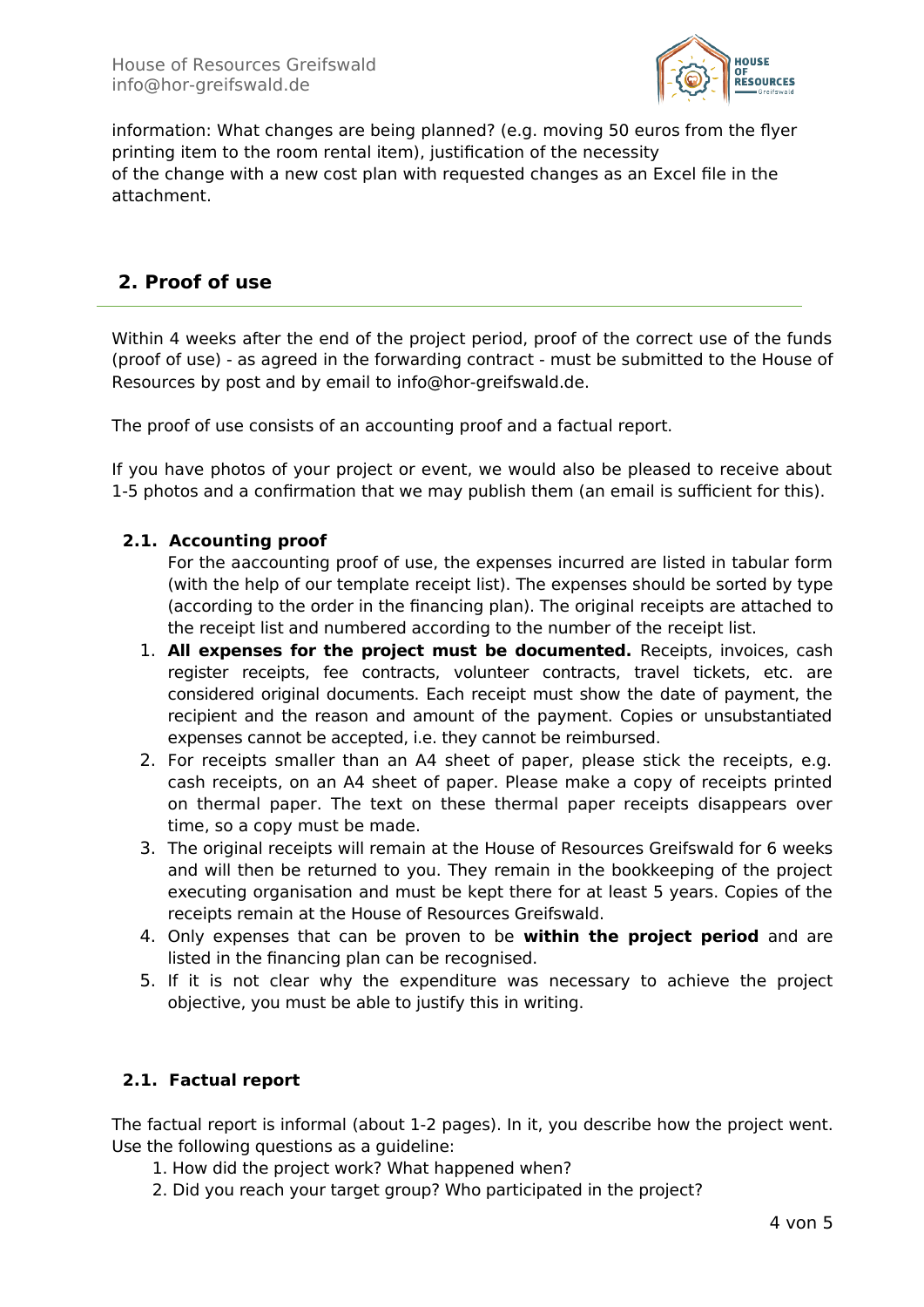information: What changes are being planned? (e.g. moving 50 euros from the flyer printing item to the room rental item), justification of the necessity
of the change with a new cost plan with requested changes as an Excel file in the attachment.

## 2. Proof of use

Within 4 weeks after the end of the project period, proof of the correct use of the funds (proof of use) - as agreed in the forwarding contract - must be submitted to the House of Resources by post and by email to info@hor-greifswald.de.

The proof of use consists of an accounting proof and a factual report.

If you have photos of your project or event, we would also be pleased to receive about 1-5 photos and a confirmation that we may publish them (an email is sufficient for this).

### 2.1. Accounting proof

For the aaccounting proof of use, the expenses incurred are listed in tabular form (with the help of our template receipt list). The expenses should be sorted by type (according to the order in the financing plan). The original receipts are attached to the receipt list and numbered according to the number of the receipt list.

1. **All expenses for the project must be documented.** Receipts, invoices, cash register receipts, fee contracts, volunteer contracts, travel tickets, etc. are considered original documents. Each receipt must show the date of payment, the recipient and the reason and amount of the payment. Copies or unsubstantiated expenses cannot be accepted, i.e. they cannot be reimbursed.
2. For receipts smaller than an A4 sheet of paper, please stick the receipts, e.g. cash receipts, on an A4 sheet of paper. Please make a copy of receipts printed on thermal paper. The text on these thermal paper receipts disappears over time, so a copy must be made.
3. The original receipts will remain at the House of Resources Greifswald for 6 weeks and will then be returned to you. They remain in the bookkeeping of the project executing organisation and must be kept there for at least 5 years. Copies of the receipts remain at the House of Resources Greifswald.
4. Only expenses that can be proven to be **within the project period** and are listed in the financing plan can be recognised.
5. If it is not clear why the expenditure was necessary to achieve the project objective, you must be able to justify this in writing.

### 2.1. Factual report

The factual report is informal (about 1-2 pages). In it, you describe how the project went. Use the following questions as a guideline:

1. How did the project work? What happened when?
2. Did you reach your target group? Who participated in the project?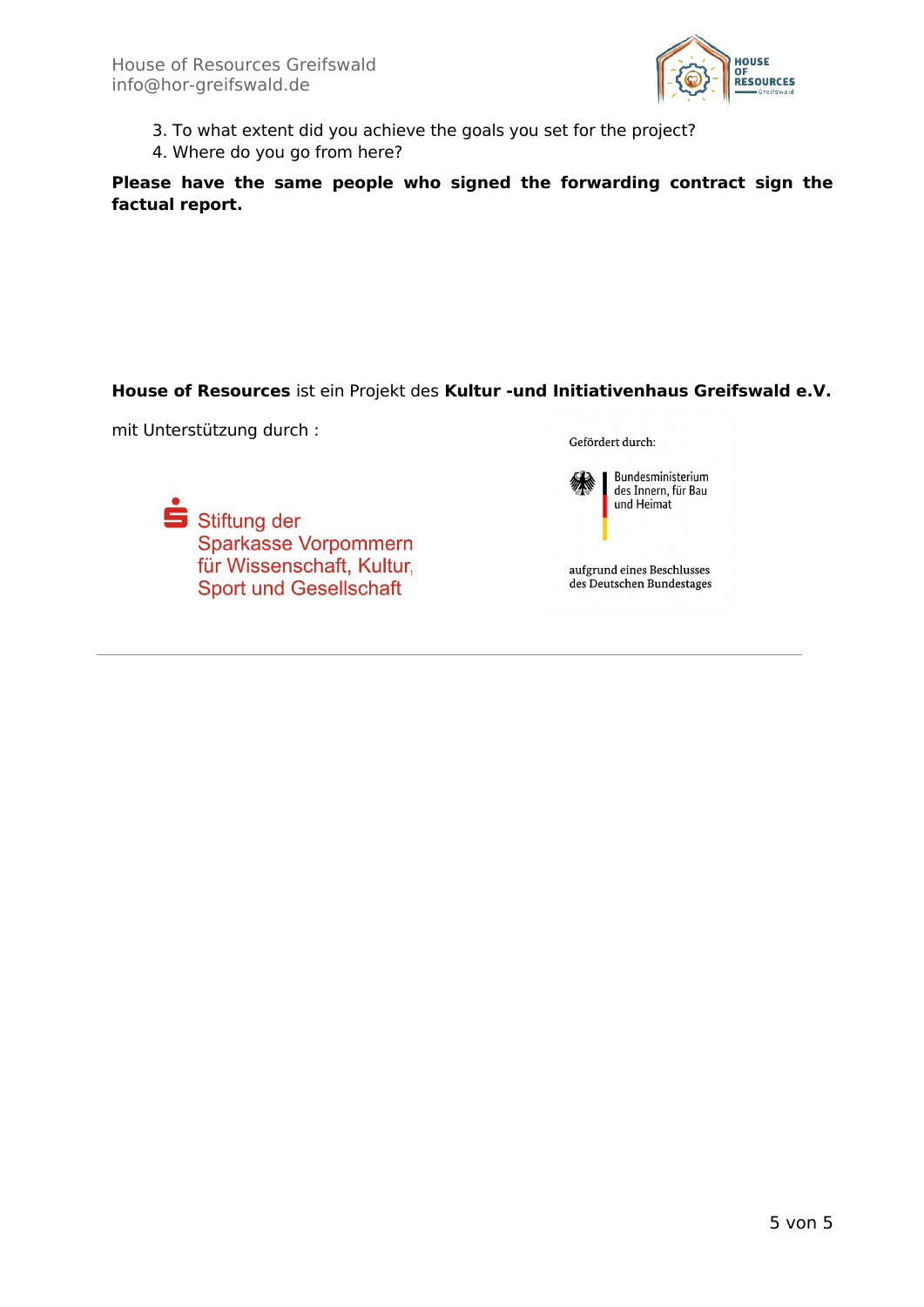3. To what extent did you achieve the goals you set for the project?
4. Where do you go from here?

**Please have the same people who signed the forwarding contract sign the factual report.**

**House of Resources** ist ein Projekt des **Kultur -und Initiativenhaus Greifswald e.V.**

mit Unterstützung durch :

Stiftung der Sparkasse Vorpommern für Wissenschaft, Kultur, Sport und Gesellschaft

Gefördert durch:

Bundesministerium des Innern, für Bau und Heimat

aufgrund eines Beschlusses des Deutschen Bundestages